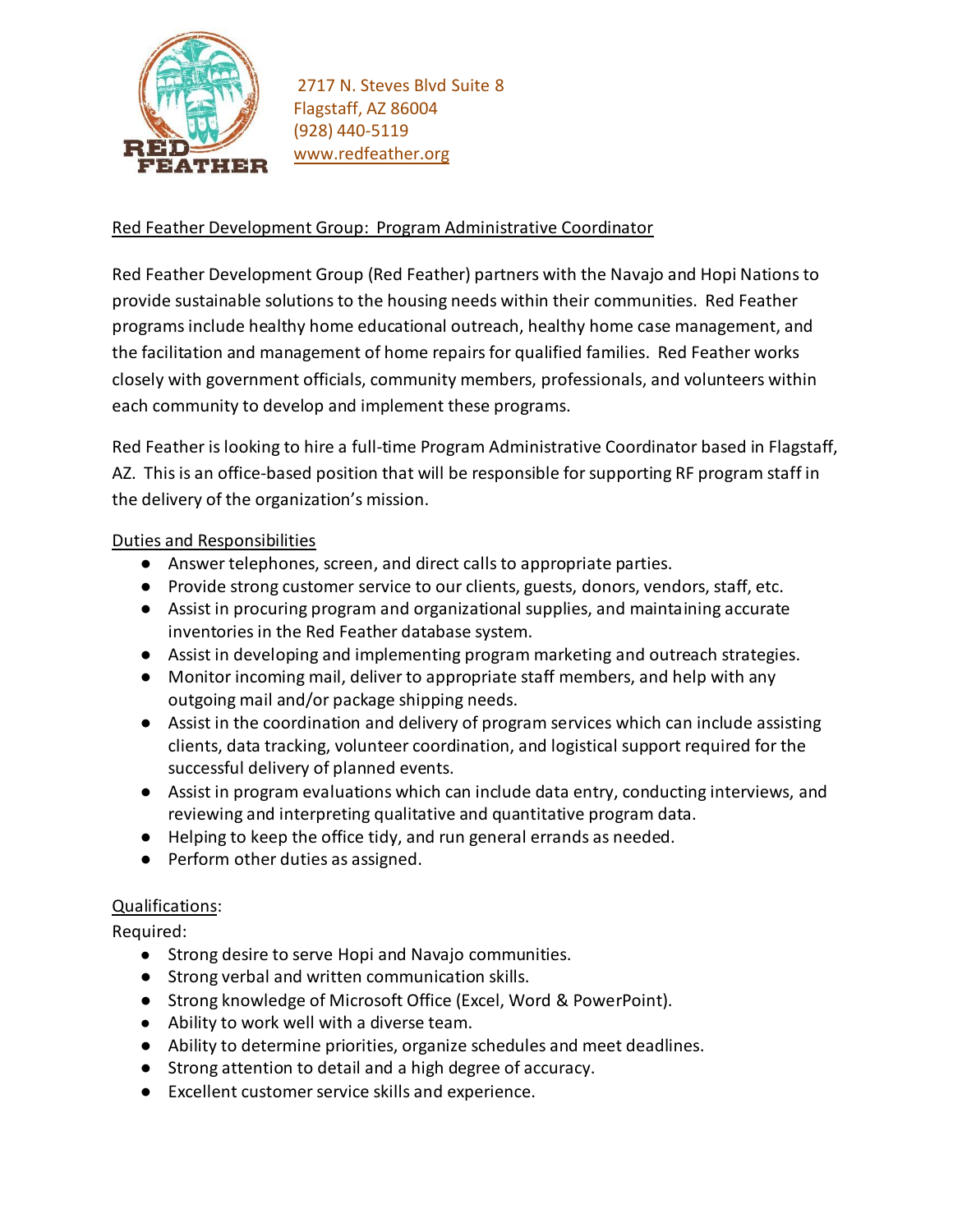RED FEATHER

2717 N. Steves Blvd Suite 8
Flagstaff, AZ 86004
(928) 440-5119
www.redfeather.org

## Red Feather Development Group: Program Administrative Coordinator

Red Feather Development Group (Red Feather) partners with the Navajo and Hopi Nations to provide sustainable solutions to the housing needs within their communities. Red Feather programs include healthy home educational outreach, healthy home case management, and the facilitation and management of home repairs for qualified families. Red Feather works closely with government officials, community members, professionals, and volunteers within each community to develop and implement these programs.

Red Feather is looking to hire a full-time Program Administrative Coordinator based in Flagstaff, AZ. This is an office-based position that will be responsible for supporting RF program staff in the delivery of the organization's mission.

### Duties and Responsibilities

- Answer telephones, screen, and direct calls to appropriate parties.
- Provide strong customer service to our clients, guests, donors, vendors, staff, etc.
- Assist in procuring program and organizational supplies, and maintaining accurate inventories in the Red Feather database system.
- Assist in developing and implementing program marketing and outreach strategies.
- Monitor incoming mail, deliver to appropriate staff members, and help with any outgoing mail and/or package shipping needs.
- Assist in the coordination and delivery of program services which can include assisting clients, data tracking, volunteer coordination, and logistical support required for the successful delivery of planned events.
- Assist in program evaluations which can include data entry, conducting interviews, and reviewing and interpreting qualitative and quantitative program data.
- Helping to keep the office tidy, and run general errands as needed.
- Perform other duties as assigned.

### Qualifications:

Required:

- Strong desire to serve Hopi and Navajo communities.
- Strong verbal and written communication skills.
- Strong knowledge of Microsoft Office (Excel, Word & PowerPoint).
- Ability to work well with a diverse team.
- Ability to determine priorities, organize schedules and meet deadlines.
- Strong attention to detail and a high degree of accuracy.
- Excellent customer service skills and experience.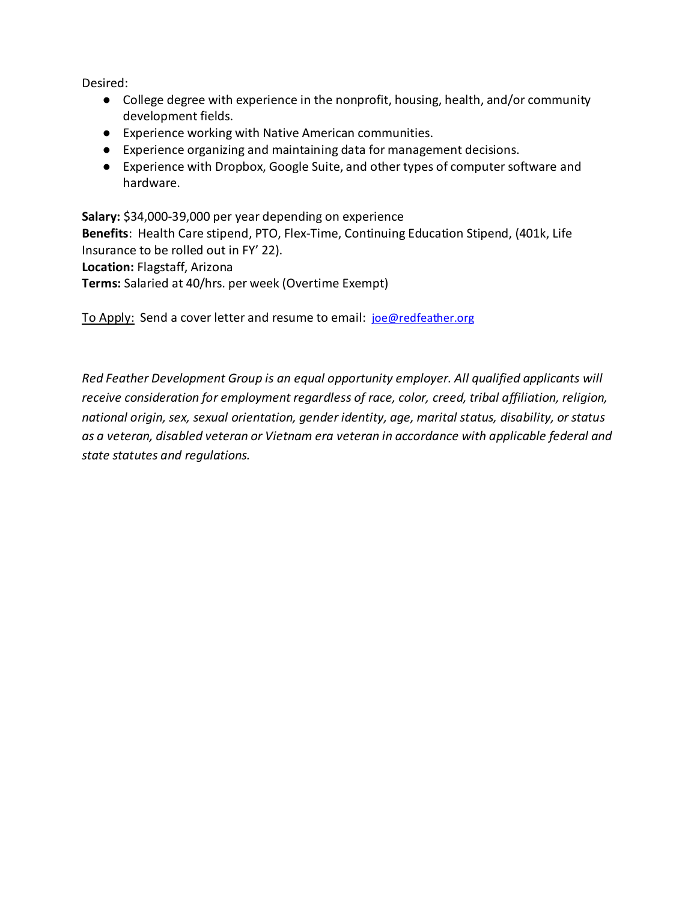Desired:

- College degree with experience in the nonprofit, housing, health, and/or community development fields.
- Experience working with Native American communities.
- Experience organizing and maintaining data for management decisions.
- Experience with Dropbox, Google Suite, and other types of computer software and hardware.

**Salary:** $34,000-39,000 per year depending on experience
**Benefits**: Health Care stipend, PTO, Flex-Time, Continuing Education Stipend, (401k, Life Insurance to be rolled out in FY' 22).
**Location:** Flagstaff, Arizona
**Terms:** Salaried at 40/hrs. per week (Overtime Exempt)

To Apply: Send a cover letter and resume to email: joe@redfeather.org

*Red Feather Development Group is an equal opportunity employer. All qualified applicants will receive consideration for employment regardless of race, color, creed, tribal affiliation, religion, national origin, sex, sexual orientation, gender identity, age, marital status, disability, or status as a veteran, disabled veteran or Vietnam era veteran in accordance with applicable federal and state statutes and regulations.*